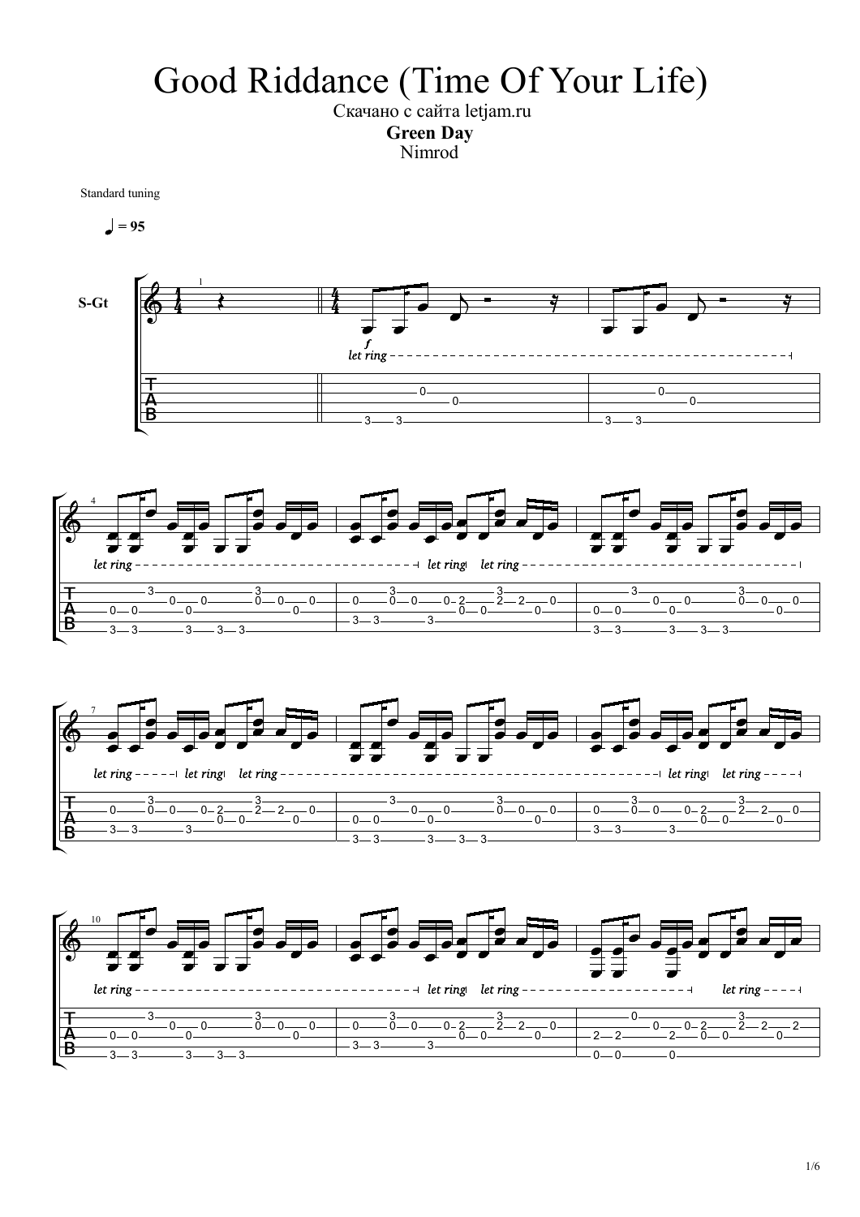# Good Riddance (Time Of Your Life)

Скачано с сайта letjam.ru

**Green Day**

Nimrod

Standard tuning

♩ = 95

S-Gt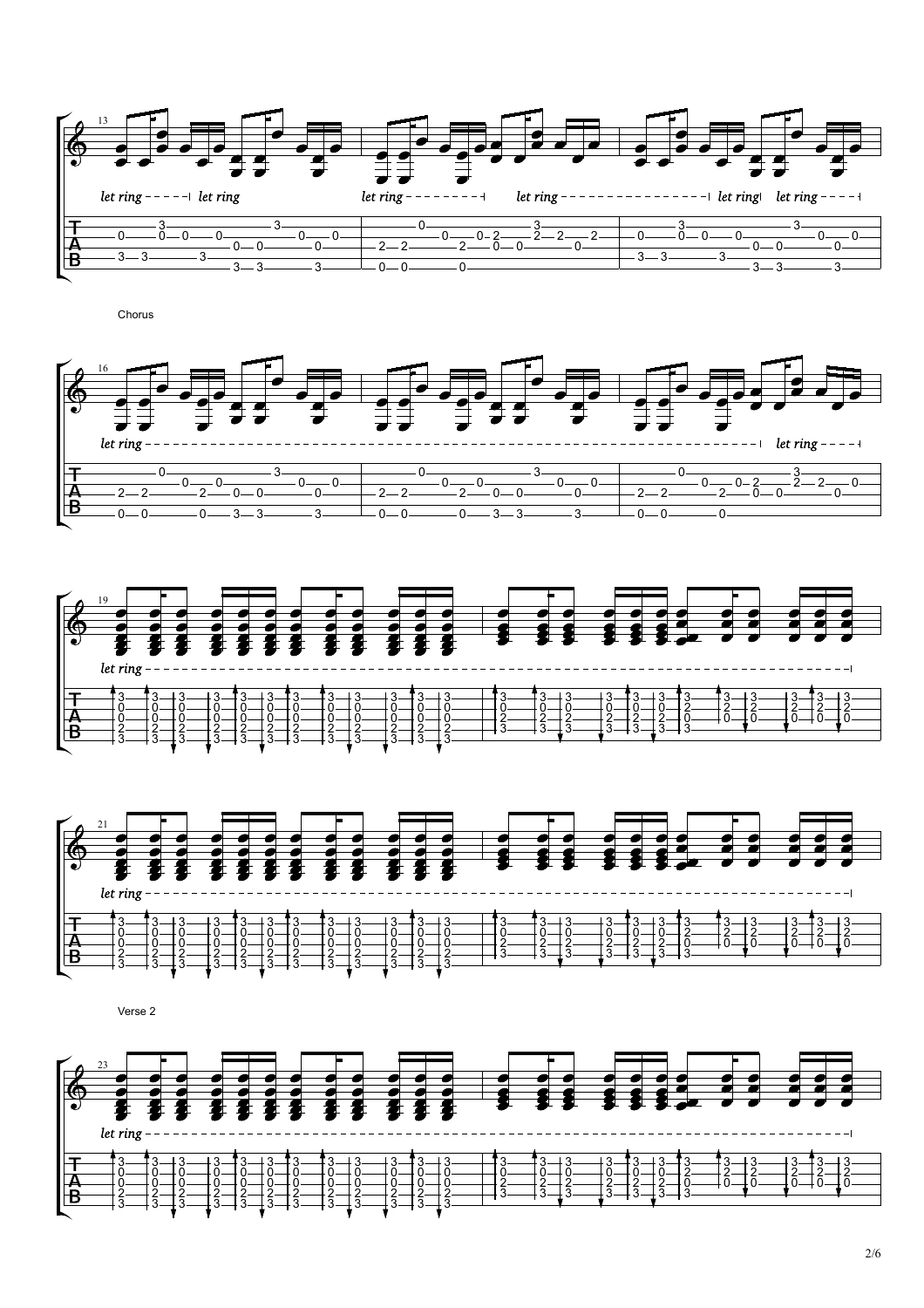Chorus

Verse 2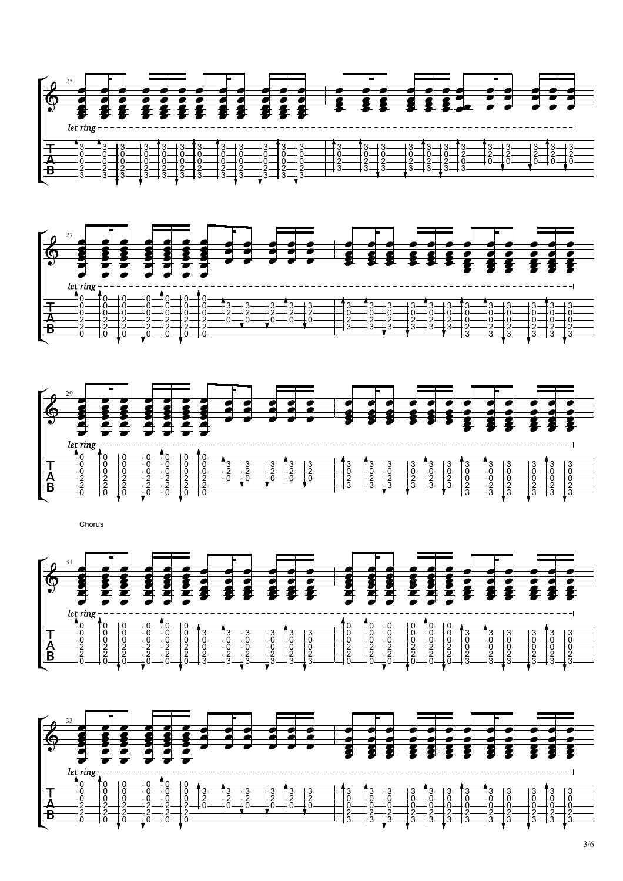*let ring*

*let ring*

*let ring*

Chorus

*let ring*

*let ring*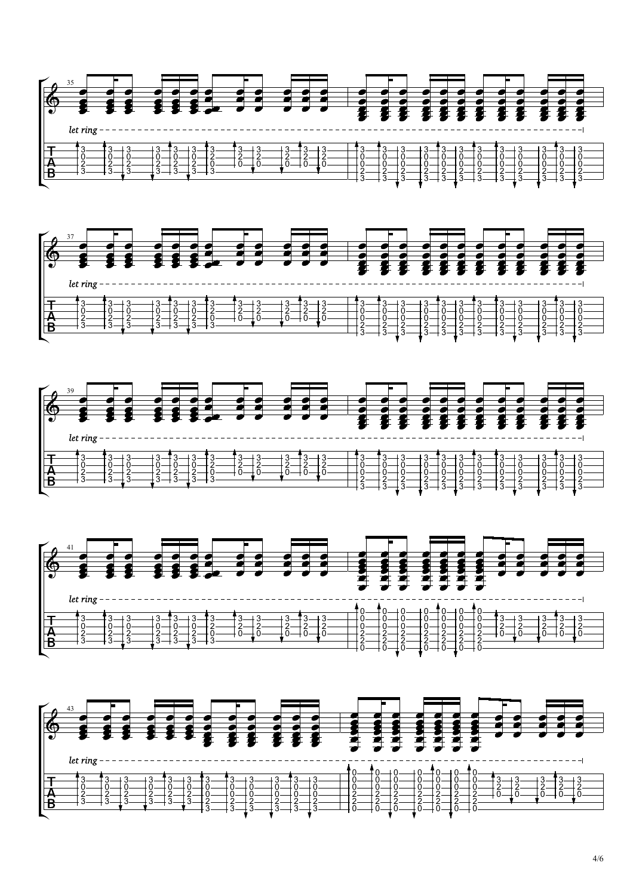35

*let ring*

37

*let ring*

39

*let ring*

41

*let ring*

43

*let ring*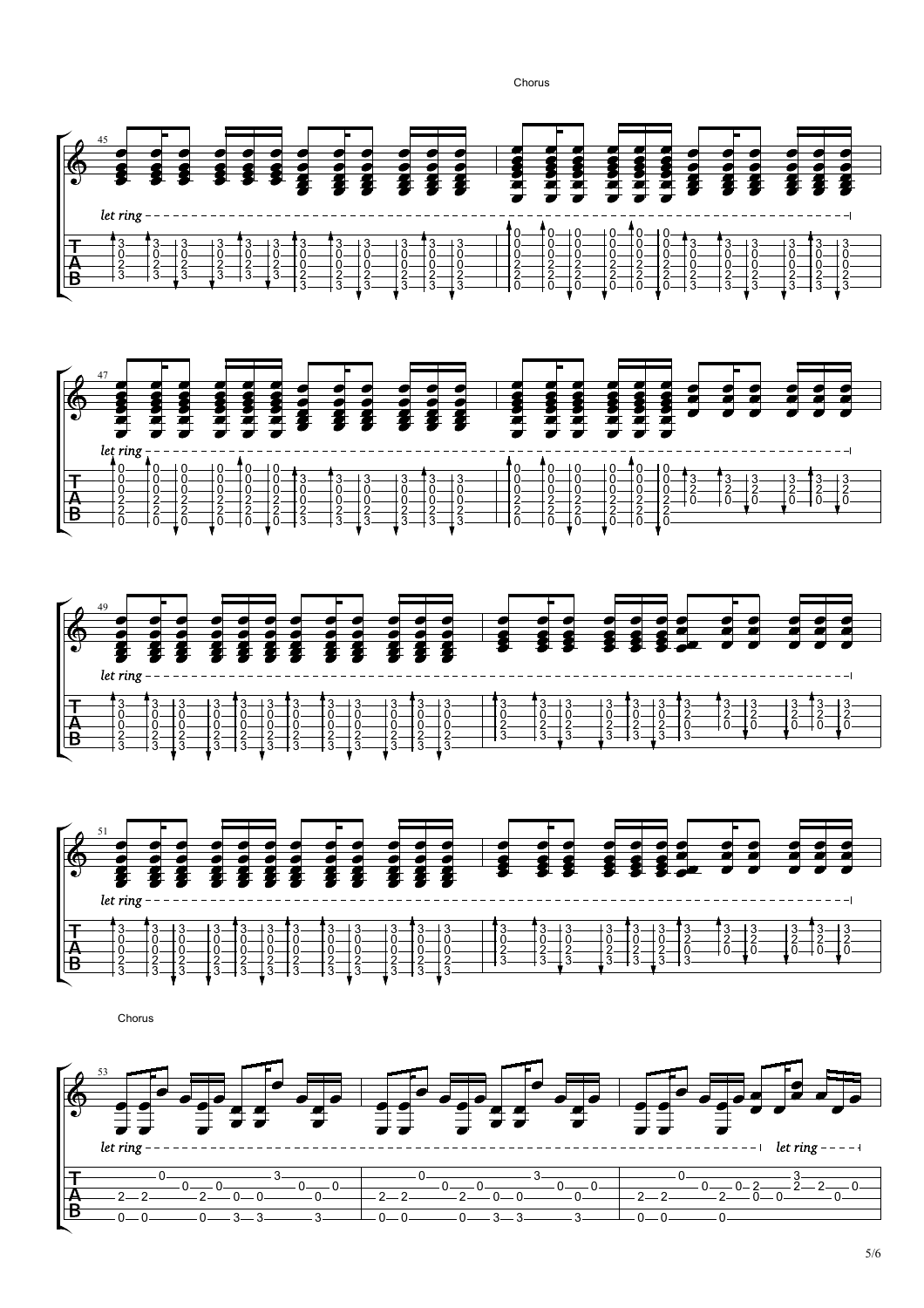Chorus

*let ring*

*let ring*

*let ring*

*let ring*

Chorus

*let ring*

*let ring*